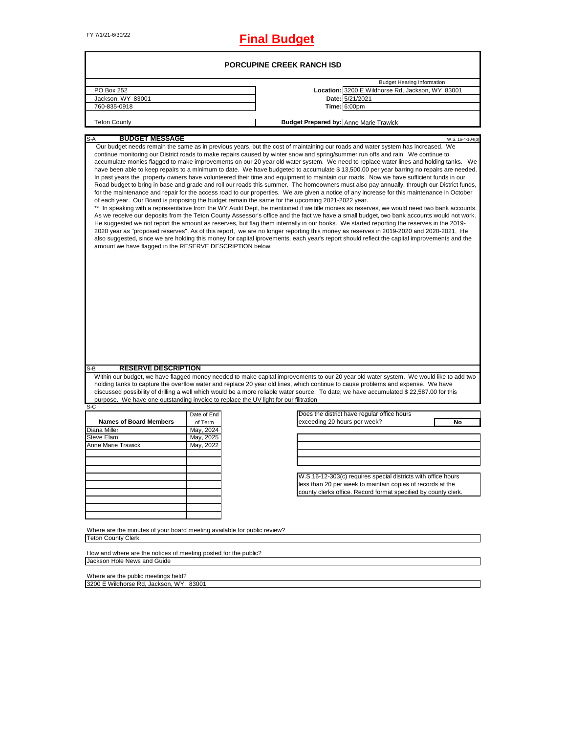FY 7/1/21-6/30/22

# Final Budget

## PORCUPINE CREEK RANCH ISD

| | | Budget Hearing Information |
|---|---|---|
| PO Box 252 | **Location:** | 3200 E Wildhorse Rd, Jackson, WY 83001 |
| Jackson, WY 83001 | **Date:** | 5/21/2021 |
| 760-835-0918 | **Time:** | 6:00pm |
| Teton County | **Budget Prepared by:** | Anne Marie Trawick |

### S-A BUDGET MESSAGE

W.S. 16-4-104(d)

Our budget needs remain the same as in previous years, but the cost of maintaining our roads and water system has increased. We continue monitoring our District roads to make repairs caused by winter snow and spring/summer run offs and rain. We continue to accumulate monies flagged to make improvements on our 20 year old water system. We need to replace water lines and holding tanks. We have been able to keep repairs to a minimum to date. We have budgeted to accumulate $ 13,500.00 per year barring no repairs are needed. In past years the property owners have volunteered their time and equipment to maintain our roads. Now we have sufficient funds in our Road budget to bring in base and grade and roll our roads this summer. The homeowners must also pay annually, through our District funds, for the maintenance and repair for the access road to our properties. We are given a notice of any increase for this maintenance in October of each year. Our Board is proposing the budget remain the same for the upcoming 2021-2022 year.

** In speaking with a representative from the WY Audit Dept, he mentioned if we title monies as reserves, we would need two bank accounts. As we receive our deposits from the Teton County Assessor's office and the fact we have a small budget, two bank accounts would not work. He suggested we not report the amount as reserves, but flag them internally in our books. We started reporting the reserves in the 2019-2020 year as "proposed reserves". As of this report, we are no longer reporting this money as reserves in 2019-2020 and 2020-2021. He also suggested, since we are holding this money for capital iprovements, each year's report should reflect the capital improvements and the amount we have flagged in the RESERVE DESCRIPTION below.

### S-B RESERVE DESCRIPTION

Within our budget, we have flagged money needed to make capital improvements to our 20 year old water system. We would like to add two holding tanks to capture the overflow water and replace 20 year old lines, which continue to cause problems and expense. We have discussed possibility of drilling a well which would be a more reliable water source. To date, we have accumulated $ 22,587.00 for this purpose. We have one outstanding invoice to replace the UV light for our filitration

### S-C

| Names of Board Members | Date of End of Term |
|---|---|
| Diana Miller | May, 2024 |
| Steve Elam | May, 2025 |
| Anne Marie Trawick | May, 2022 |

Does the district have regular office hours exceeding 20 hours per week? **No**

W.S.16-12-303(c) requires special districts with office hours less than 20 per week to maintain copies of records at the county clerks office. Record format specified by county clerk.

Where are the minutes of your board meeting available for public review?
Teton County Clerk

How and where are the notices of meeting posted for the public?
Jackson Hole News and Guide

Where are the public meetings held?
3200 E Wildhorse Rd, Jackson, WY 83001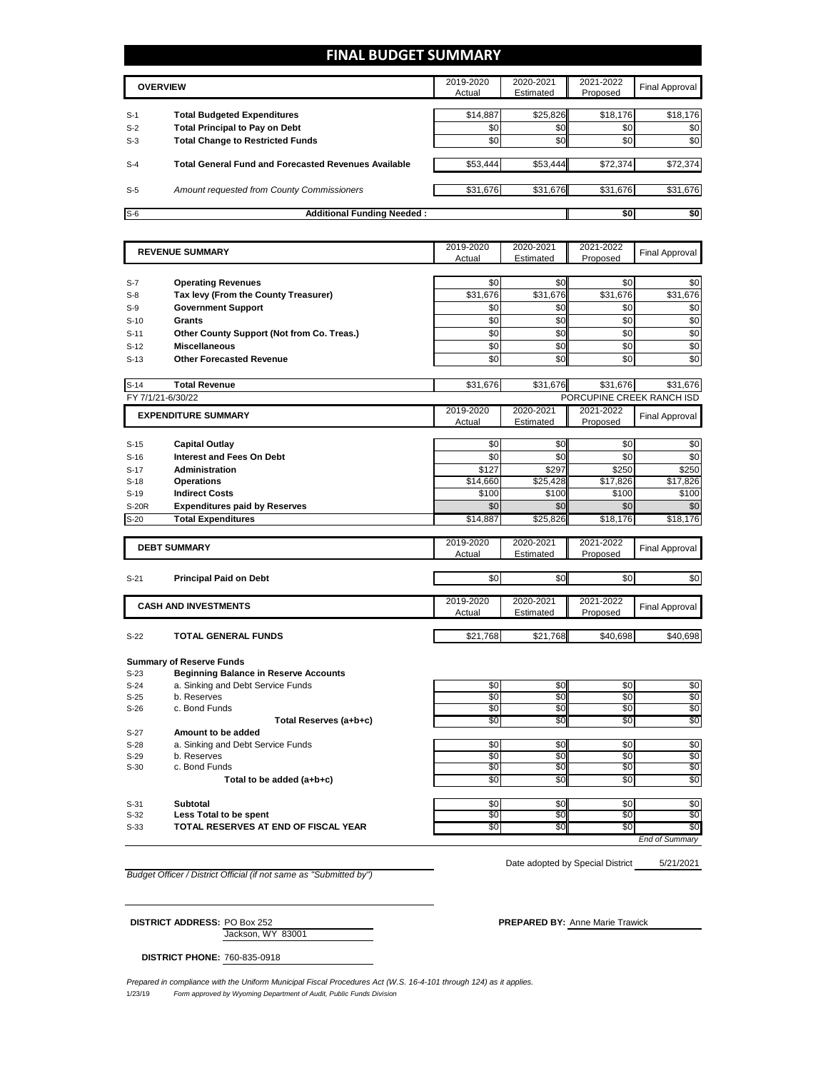# FINAL BUDGET SUMMARY

| | OVERVIEW | 2019-2020 Actual | 2020-2021 Estimated | 2021-2022 Proposed | Final Approval |
|---|---|---|---|---|---|
| S-1 | **Total Budgeted Expenditures** | $14,887 | $25,826 | $18,176 | $18,176 |
| S-2 | **Total Principal to Pay on Debt** | $0 | $0 | $0 | $0 |
| S-3 | **Total Change to Restricted Funds** | $0 | $0 | $0 | $0 |
| S-4 | **Total General Fund and Forecasted Revenues Available** | $53,444 | $53,444 | $72,374 | $72,374 |
| S-5 | *Amount requested from County Commissioners* | $31,676 | $31,676 | $31,676 | $31,676 |
| S-6 | **Additional Funding Needed :** | | | $0 | $0 |

| | REVENUE SUMMARY | 2019-2020 Actual | 2020-2021 Estimated | 2021-2022 Proposed | Final Approval |
|---|---|---|---|---|---|
| S-7 | **Operating Revenues** | $0 | $0 | $0 | $0 |
| S-8 | **Tax levy (From the County Treasurer)** | $31,676 | $31,676 | $31,676 | $31,676 |
| S-9 | **Government Support** | $0 | $0 | $0 | $0 |
| S-10 | **Grants** | $0 | $0 | $0 | $0 |
| S-11 | **Other County Support (Not from Co. Treas.)** | $0 | $0 | $0 | $0 |
| S-12 | **Miscellaneous** | $0 | $0 | $0 | $0 |
| S-13 | **Other Forecasted Revenue** | $0 | $0 | $0 | $0 |
| S-14 | **Total Revenue** | $31,676 | $31,676 | $31,676 | $31,676 |

FY 7/1/21-6/30/22 PORCUPINE CREEK RANCH ISD

| | EXPENDITURE SUMMARY | 2019-2020 Actual | 2020-2021 Estimated | 2021-2022 Proposed | Final Approval |
|---|---|---|---|---|---|
| S-15 | **Capital Outlay** | $0 | $0 | $0 | $0 |
| S-16 | **Interest and Fees On Debt** | $0 | $0 | $0 | $0 |
| S-17 | **Administration** | $127 | $297 | $250 | $250 |
| S-18 | **Operations** | $14,660 | $25,428 | $17,826 | $17,826 |
| S-19 | **Indirect Costs** | $100 | $100 | $100 | $100 |
| S-20R | **Expenditures paid by Reserves** | $0 | $0 | $0 | $0 |
| S-20 | **Total Expenditures** | $14,887 | $25,826 | $18,176 | $18,176 |

| | DEBT SUMMARY | 2019-2020 Actual | 2020-2021 Estimated | 2021-2022 Proposed | Final Approval |
|---|---|---|---|---|---|
| S-21 | **Principal Paid on Debt** | $0 | $0 | $0 | $0 |

| | CASH AND INVESTMENTS | 2019-2020 Actual | 2020-2021 Estimated | 2021-2022 Proposed | Final Approval |
|---|---|---|---|---|---|
| S-22 | **TOTAL GENERAL FUNDS** | $21,768 | $21,768 | $40,698 | $40,698 |

**Summary of Reserve Funds**

| | | 2019-2020 Actual | 2020-2021 Estimated | 2021-2022 Proposed | Final Approval |
|---|---|---|---|---|---|
| S-23 | **Beginning Balance in Reserve Accounts** | | | | |
| S-24 | a. Sinking and Debt Service Funds | $0 | $0 | $0 | $0 |
| S-25 | b. Reserves | $0 | $0 | $0 | $0 |
| S-26 | c. Bond Funds | $0 | $0 | $0 | $0 |
| | **Total Reserves (a+b+c)** | $0 | $0 | $0 | $0 |
| S-27 | **Amount to be added** | | | | |
| S-28 | a. Sinking and Debt Service Funds | $0 | $0 | $0 | $0 |
| S-29 | b. Reserves | $0 | $0 | $0 | $0 |
| S-30 | c. Bond Funds | $0 | $0 | $0 | $0 |
| | **Total to be added (a+b+c)** | $0 | $0 | $0 | $0 |
| S-31 | **Subtotal** | $0 | $0 | $0 | $0 |
| S-32 | **Less Total to be spent** | $0 | $0 | $0 | $0 |
| S-33 | **TOTAL RESERVES AT END OF FISCAL YEAR** | $0 | $0 | $0 | $0 |

*End of Summary*

Date adopted by Special District 5/21/2021

*Budget Officer / District Official (if not same as "Submitted by")*

**DISTRICT ADDRESS:** PO Box 252
Jackson, WY 83001

**PREPARED BY:** Anne Marie Trawick

**DISTRICT PHONE:** 760-835-0918

*Prepared in compliance with the Uniform Municipal Fiscal Procedures Act (W.S. 16-4-101 through 124) as it applies.*

1/23/19 *Form approved by Wyoming Department of Audit, Public Funds Division*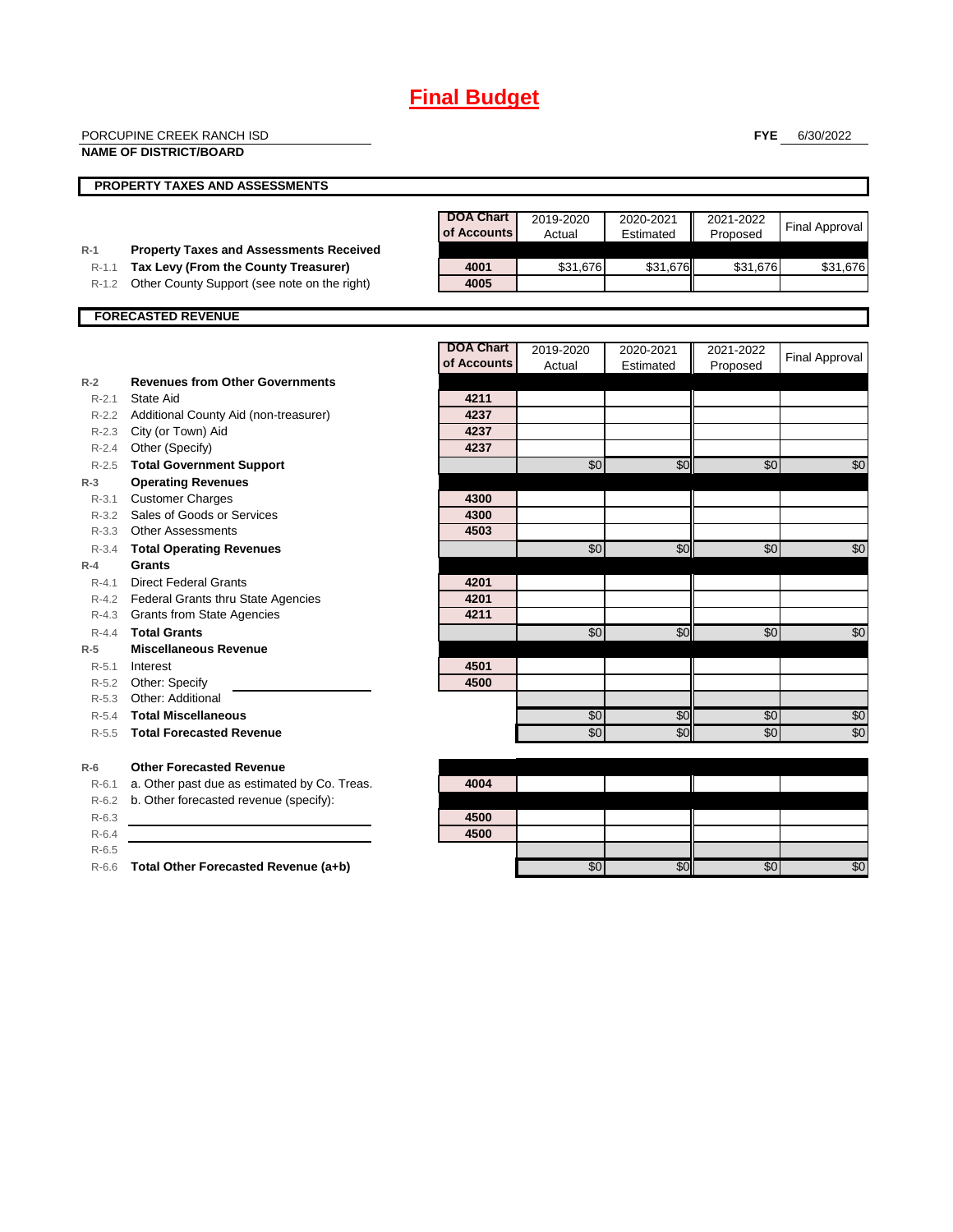# Final Budget

PORCUPINE CREEK RANCH ISD
**NAME OF DISTRICT/BOARD**

**FYE** 6/30/2022

## PROPERTY TAXES AND ASSESSMENTS

| | | DOA Chart of Accounts | 2019-2020 Actual | 2020-2021 Estimated | 2021-2022 Proposed | Final Approval |
|---|---|---|---|---|---|---|
| R-1 | **Property Taxes and Assessments Received** | | | | | |
| R-1.1 | **Tax Levy (From the County Treasurer)** | 4001 | $31,676 | $31,676 | $31,676 | $31,676 |
| R-1.2 | Other County Support (see note on the right) | 4005 | | | | |

## FORECASTED REVENUE

| | | DOA Chart of Accounts | 2019-2020 Actual | 2020-2021 Estimated | 2021-2022 Proposed | Final Approval |
|---|---|---|---|---|---|---|
| R-2 | **Revenues from Other Governments** | | | | | |
| R-2.1 | State Aid | 4211 | | | | |
| R-2.2 | Additional County Aid (non-treasurer) | 4237 | | | | |
| R-2.3 | City (or Town) Aid | 4237 | | | | |
| R-2.4 | Other (Specify) | 4237 | | | | |
| R-2.5 | **Total Government Support** | | $0 | $0 | $0 | $0 |
| R-3 | **Operating Revenues** | | | | | |
| R-3.1 | Customer Charges | 4300 | | | | |
| R-3.2 | Sales of Goods or Services | 4300 | | | | |
| R-3.3 | Other Assessments | 4503 | | | | |
| R-3.4 | **Total Operating Revenues** | | $0 | $0 | $0 | $0 |
| R-4 | **Grants** | | | | | |
| R-4.1 | Direct Federal Grants | 4201 | | | | |
| R-4.2 | Federal Grants thru State Agencies | 4201 | | | | |
| R-4.3 | Grants from State Agencies | 4211 | | | | |
| R-4.4 | **Total Grants** | | $0 | $0 | $0 | $0 |
| R-5 | **Miscellaneous Revenue** | | | | | |
| R-5.1 | Interest | 4501 | | | | |
| R-5.2 | Other: Specify | 4500 | | | | |
| R-5.3 | Other: Additional | | | | | |
| R-5.4 | **Total Miscellaneous** | | $0 | $0 | $0 | $0 |
| R-5.5 | **Total Forecasted Revenue** | | $0 | $0 | $0 | $0 |
| R-6 | **Other Forecasted Revenue** | | | | | |
| R-6.1 | a. Other past due as estimated by Co. Treas. | 4004 | | | | |
| R-6.2 | b. Other forecasted revenue (specify): | | | | | |
| R-6.3 | | 4500 | | | | |
| R-6.4 | | 4500 | | | | |
| R-6.5 | | | | | | |
| R-6.6 | **Total Other Forecasted Revenue (a+b)** | | $0 | $0 | $0 | $0 |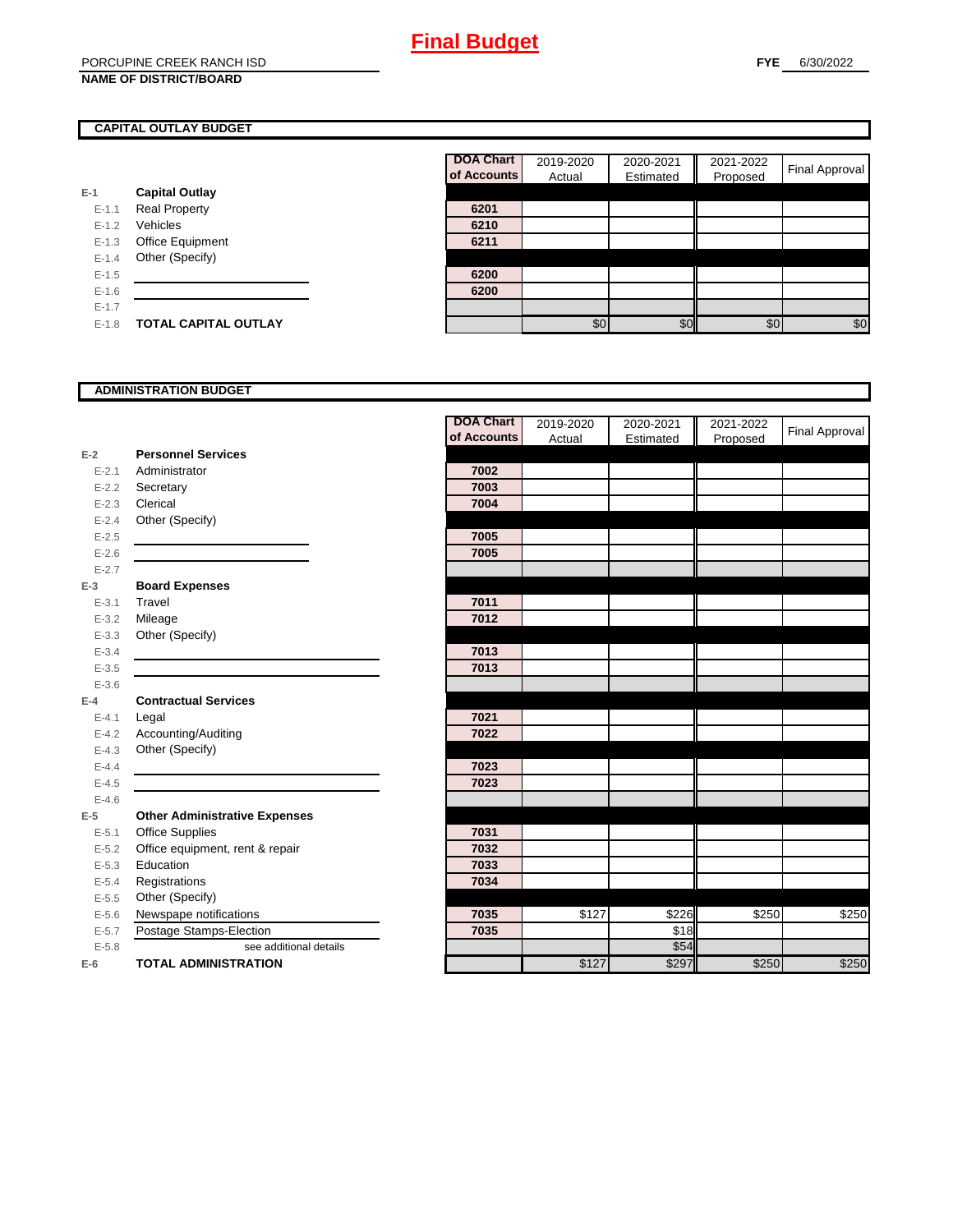# Final Budget

PORCUPINE CREEK RANCH ISD
**NAME OF DISTRICT/BOARD**

**FYE** 6/30/2022

## CAPITAL OUTLAY BUDGET

| | | DOA Chart of Accounts | 2019-2020 Actual | 2020-2021 Estimated | 2021-2022 Proposed | Final Approval |
|---|---|---|---|---|---|---|
| E-1 | **Capital Outlay** | | | | | |
| E-1.1 | Real Property | 6201 | | | | |
| E-1.2 | Vehicles | 6210 | | | | |
| E-1.3 | Office Equipment | 6211 | | | | |
| E-1.4 | Other (Specify) | | | | | |
| E-1.5 | | 6200 | | | | |
| E-1.6 | | 6200 | | | | |
| E-1.7 | | | | | | |
| E-1.8 | **TOTAL CAPITAL OUTLAY** | | $0 | $0 | $0 | $0 |

## ADMINISTRATION BUDGET

| | | DOA Chart of Accounts | 2019-2020 Actual | 2020-2021 Estimated | 2021-2022 Proposed | Final Approval |
|---|---|---|---|---|---|---|
| E-2 | **Personnel Services** | | | | | |
| E-2.1 | Administrator | 7002 | | | | |
| E-2.2 | Secretary | 7003 | | | | |
| E-2.3 | Clerical | 7004 | | | | |
| E-2.4 | Other (Specify) | | | | | |
| E-2.5 | | 7005 | | | | |
| E-2.6 | | 7005 | | | | |
| E-2.7 | | | | | | |
| E-3 | **Board Expenses** | | | | | |
| E-3.1 | Travel | 7011 | | | | |
| E-3.2 | Mileage | 7012 | | | | |
| E-3.3 | Other (Specify) | | | | | |
| E-3.4 | | 7013 | | | | |
| E-3.5 | | 7013 | | | | |
| E-3.6 | | | | | | |
| E-4 | **Contractual Services** | | | | | |
| E-4.1 | Legal | 7021 | | | | |
| E-4.2 | Accounting/Auditing | 7022 | | | | |
| E-4.3 | Other (Specify) | | | | | |
| E-4.4 | | 7023 | | | | |
| E-4.5 | | 7023 | | | | |
| E-4.6 | | | | | | |
| E-5 | **Other Administrative Expenses** | | | | | |
| E-5.1 | Office Supplies | 7031 | | | | |
| E-5.2 | Office equipment, rent & repair | 7032 | | | | |
| E-5.3 | Education | 7033 | | | | |
| E-5.4 | Registrations | 7034 | | | | |
| E-5.5 | Other (Specify) | | | | | |
| E-5.6 | Newspape notifications | 7035 | $127 | $226 | $250 | $250 |
| E-5.7 | Postage Stamps-Election | 7035 | | $18 | | |
| E-5.8 | see additional details | | | $54 | | |
| E-6 | **TOTAL ADMINISTRATION** | | $127 | $297 | $250 | $250 |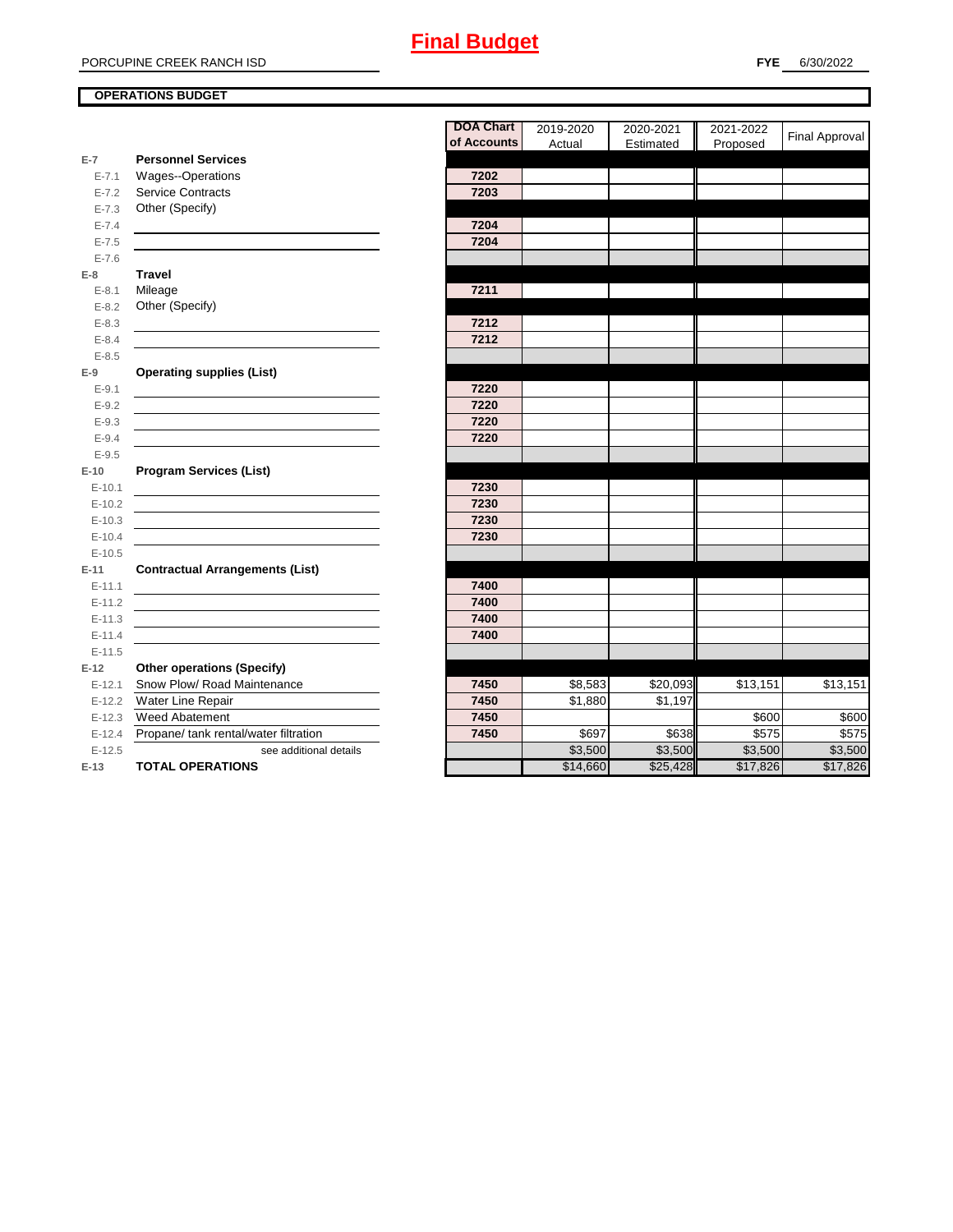# Final Budget

PORCUPINE CREEK RANCH ISD

**FYE** 6/30/2022

**OPERATIONS BUDGET**

| | | DOA Chart of Accounts | 2019-2020 Actual | 2020-2021 Estimated | 2021-2022 Proposed | Final Approval |
|---|---|---|---|---|---|---|
| **E-7** | **Personnel Services** | | | | | |
| E-7.1 | Wages--Operations | 7202 | | | | |
| E-7.2 | Service Contracts | 7203 | | | | |
| E-7.3 | Other (Specify) | | | | | |
| E-7.4 | | 7204 | | | | |
| E-7.5 | | 7204 | | | | |
| E-7.6 | | | | | | |
| **E-8** | **Travel** | | | | | |
| E-8.1 | Mileage | 7211 | | | | |
| E-8.2 | Other (Specify) | | | | | |
| E-8.3 | | 7212 | | | | |
| E-8.4 | | 7212 | | | | |
| E-8.5 | | | | | | |
| **E-9** | **Operating supplies (List)** | | | | | |
| E-9.1 | | 7220 | | | | |
| E-9.2 | | 7220 | | | | |
| E-9.3 | | 7220 | | | | |
| E-9.4 | | 7220 | | | | |
| E-9.5 | | | | | | |
| **E-10** | **Program Services (List)** | | | | | |
| E-10.1 | | 7230 | | | | |
| E-10.2 | | 7230 | | | | |
| E-10.3 | | 7230 | | | | |
| E-10.4 | | 7230 | | | | |
| E-10.5 | | | | | | |
| **E-11** | **Contractual Arrangements (List)** | | | | | |
| E-11.1 | | 7400 | | | | |
| E-11.2 | | 7400 | | | | |
| E-11.3 | | 7400 | | | | |
| E-11.4 | | 7400 | | | | |
| E-11.5 | | | | | | |
| **E-12** | **Other operations (Specify)** | | | | | |
| E-12.1 | Snow Plow/ Road Maintenance | 7450 | $8,583 | $20,093 | $13,151 | $13,151 |
| E-12.2 | Water Line Repair | 7450 | $1,880 | $1,197 | | |
| E-12.3 | Weed Abatement | 7450 | | | $600 | $600 |
| E-12.4 | Propane/ tank rental/water filtration | 7450 | $697 | $638 | $575 | $575 |
| E-12.5 | see additional details | | $3,500 | $3,500 | $3,500 | $3,500 |
| **E-13** | **TOTAL OPERATIONS** | | $14,660 | $25,428 | $17,826 | $17,826 |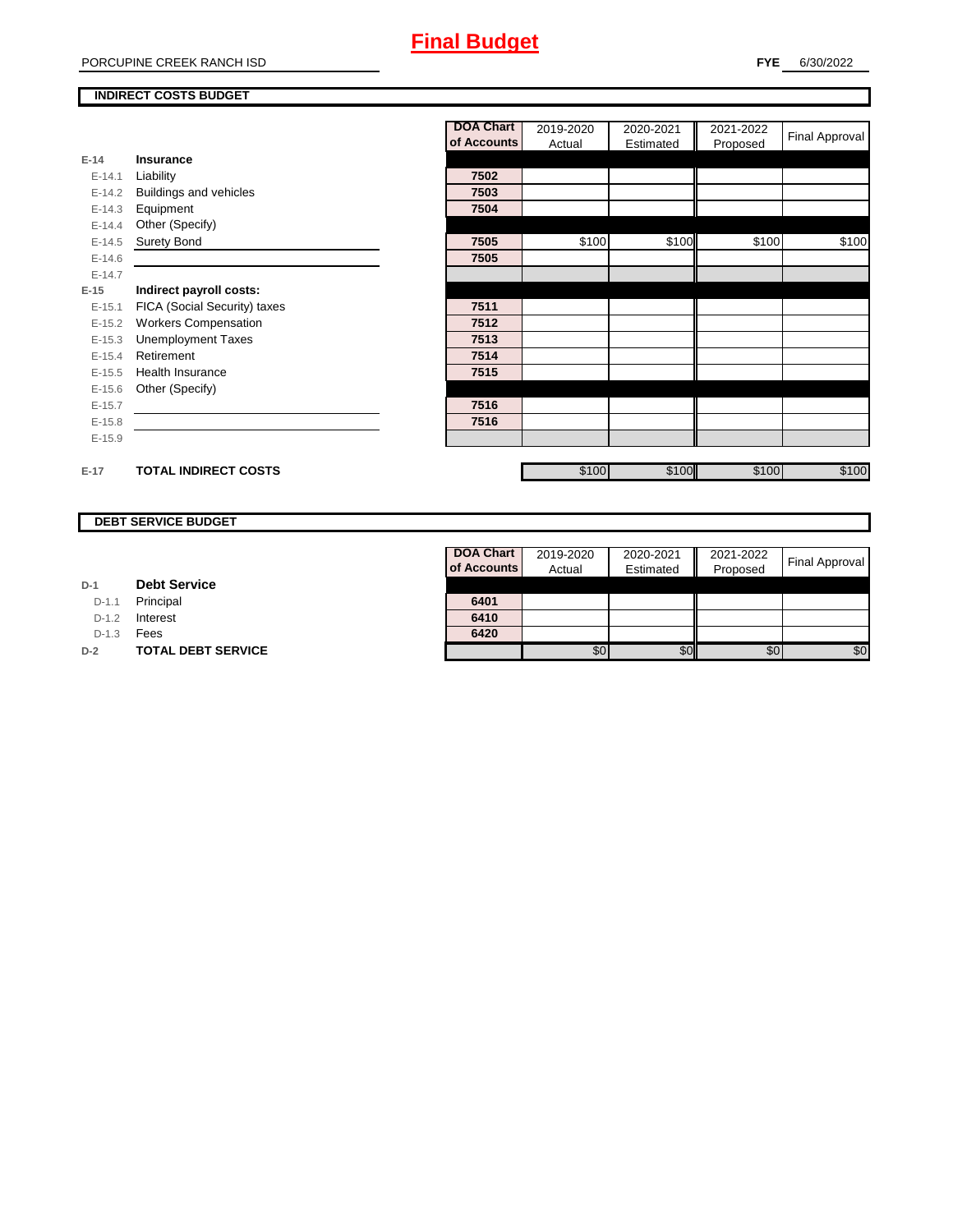# Final Budget

PORCUPINE CREEK RANCH ISD

**FYE** 6/30/2022

## INDIRECT COSTS BUDGET

| | | DOA Chart of Accounts | 2019-2020 Actual | 2020-2021 Estimated | 2021-2022 Proposed | Final Approval |
|---|---|---|---|---|---|---|
| **E-14** | **Insurance** | | | | | |
| E-14.1 | Liability | 7502 | | | | |
| E-14.2 | Buildings and vehicles | 7503 | | | | |
| E-14.3 | Equipment | 7504 | | | | |
| E-14.4 | Other (Specify) | | | | | |
| E-14.5 | Surety Bond | 7505 | $100 | $100 | $100 | $100 |
| E-14.6 | | 7505 | | | | |
| E-14.7 | | | | | | |
| **E-15** | **Indirect payroll costs:** | | | | | |
| E-15.1 | FICA (Social Security) taxes | 7511 | | | | |
| E-15.2 | Workers Compensation | 7512 | | | | |
| E-15.3 | Unemployment Taxes | 7513 | | | | |
| E-15.4 | Retirement | 7514 | | | | |
| E-15.5 | Health Insurance | 7515 | | | | |
| E-15.6 | Other (Specify) | | | | | |
| E-15.7 | | 7516 | | | | |
| E-15.8 | | 7516 | | | | |
| E-15.9 | | | | | | |
| **E-17** | **TOTAL INDIRECT COSTS** | | $100 | $100 | $100 | $100 |

## DEBT SERVICE BUDGET

| | | DOA Chart of Accounts | 2019-2020 Actual | 2020-2021 Estimated | 2021-2022 Proposed | Final Approval |
|---|---|---|---|---|---|---|
| **D-1** | **Debt Service** | | | | | |
| D-1.1 | Principal | 6401 | | | | |
| D-1.2 | Interest | 6410 | | | | |
| D-1.3 | Fees | 6420 | | | | |
| **D-2** | **TOTAL DEBT SERVICE** | | $0 | $0 | $0 | $0 |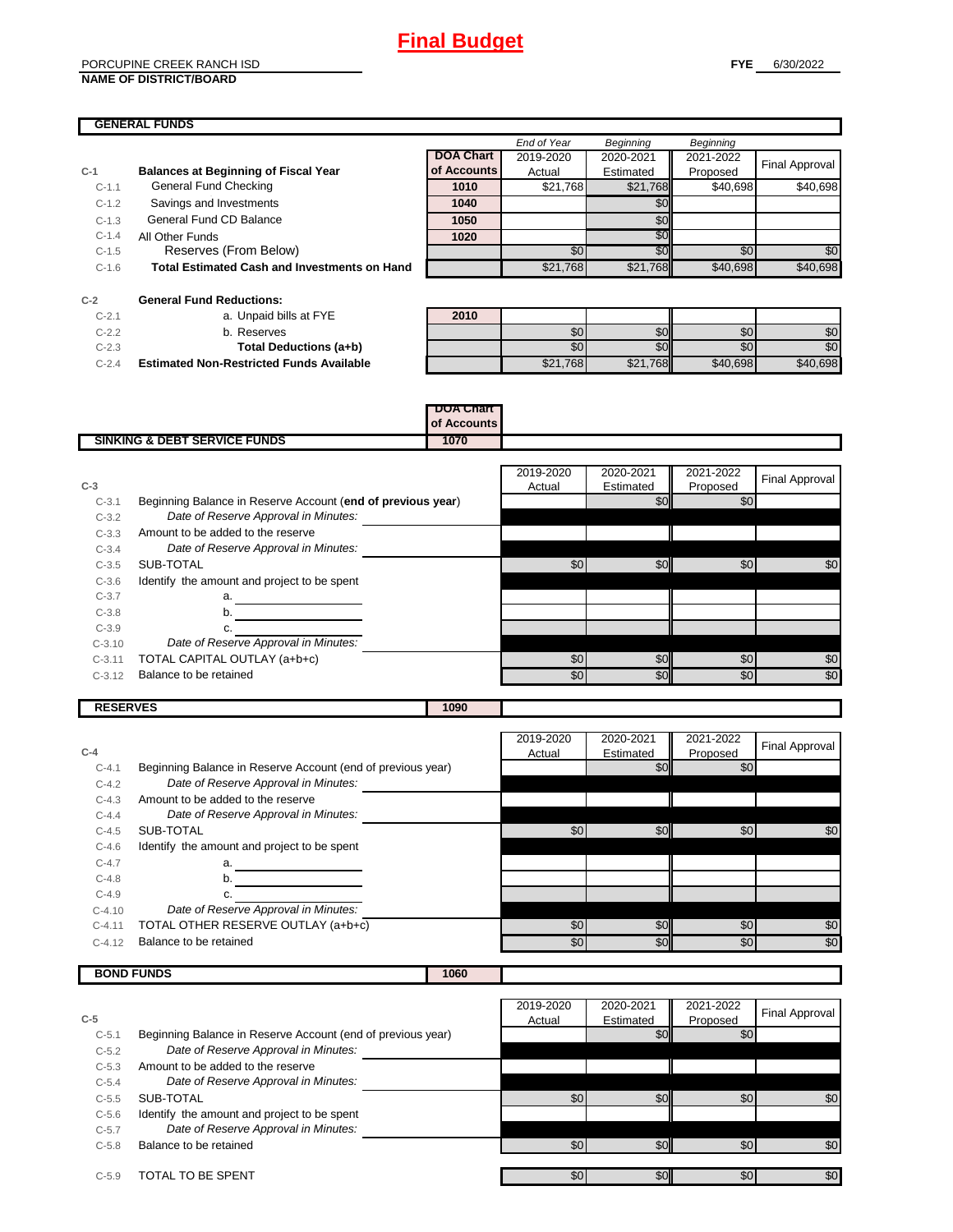# Final Budget

PORCUPINE CREEK RANCH ISD

**NAME OF DISTRICT/BOARD**

**FYE** 6/30/2022

**GENERAL FUNDS**

| | | DOA Chart of Accounts | *End of Year* 2019-2020 Actual | *Beginning* 2020-2021 Estimated | *Beginning* 2021-2022 Proposed | Final Approval |
|---|---|---|---|---|---|---|
| C-1 | **Balances at Beginning of Fiscal Year** | | | | | |
| C-1.1 | General Fund Checking | 1010 | $21,768 | $21,768 | $40,698 | $40,698 |
| C-1.2 | Savings and Investments | 1040 | | $0 | | |
| C-1.3 | General Fund CD Balance | 1050 | | $0 | | |
| C-1.4 | All Other Funds | 1020 | | $0 | | |
| C-1.5 | Reserves (From Below) | | $0 | $0 | $0 | $0 |
| C-1.6 | **Total Estimated Cash and Investments on Hand** | | $21,768 | $21,768 | $40,698 | $40,698 |
| C-2 | **General Fund Reductions:** | | | | | |
| C-2.1 | a. Unpaid bills at FYE | 2010 | | | | |
| C-2.2 | b. Reserves | | $0 | $0 | $0 | $0 |
| C-2.3 | **Total Deductions (a+b)** | | $0 | $0 | $0 | $0 |
| C-2.4 | **Estimated Non-Restricted Funds Available** | | $21,768 | $21,768 | $40,698 | $40,698 |

**SINKING & DEBT SERVICE FUNDS** — DOA Chart of Accounts 1070

| C-3 | | 2019-2020 Actual | 2020-2021 Estimated | 2021-2022 Proposed | Final Approval |
|---|---|---|---|---|---|
| C-3.1 | Beginning Balance in Reserve Account (**end of previous year**) | | $0 | $0 | |
| C-3.2 | *Date of Reserve Approval in Minutes:* | | | | |
| C-3.3 | Amount to be added to the reserve | | | | |
| C-3.4 | *Date of Reserve Approval in Minutes:* | | | | |
| C-3.5 | SUB-TOTAL | $0 | $0 | $0 | $0 |
| C-3.6 | Identify the amount and project to be spent | | | | |
| C-3.7 | a. | | | | |
| C-3.8 | b. | | | | |
| C-3.9 | c. | | | | |
| C-3.10 | *Date of Reserve Approval in Minutes:* | | | | |
| C-3.11 | TOTAL CAPITAL OUTLAY (a+b+c) | $0 | $0 | $0 | $0 |
| C-3.12 | Balance to be retained | $0 | $0 | $0 | $0 |

**RESERVES** — 1090

| C-4 | | 2019-2020 Actual | 2020-2021 Estimated | 2021-2022 Proposed | Final Approval |
|---|---|---|---|---|---|
| C-4.1 | Beginning Balance in Reserve Account (end of previous year) | | $0 | $0 | |
| C-4.2 | *Date of Reserve Approval in Minutes:* | | | | |
| C-4.3 | Amount to be added to the reserve | | | | |
| C-4.4 | *Date of Reserve Approval in Minutes:* | | | | |
| C-4.5 | SUB-TOTAL | $0 | $0 | $0 | $0 |
| C-4.6 | Identify the amount and project to be spent | | | | |
| C-4.7 | a. | | | | |
| C-4.8 | b. | | | | |
| C-4.9 | c. | | | | |
| C-4.10 | *Date of Reserve Approval in Minutes:* | | | | |
| C-4.11 | TOTAL OTHER RESERVE OUTLAY (a+b+c) | $0 | $0 | $0 | $0 |
| C-4.12 | Balance to be retained | $0 | $0 | $0 | $0 |

**BOND FUNDS** — 1060

| C-5 | | 2019-2020 Actual | 2020-2021 Estimated | 2021-2022 Proposed | Final Approval |
|---|---|---|---|---|---|
| C-5.1 | Beginning Balance in Reserve Account (end of previous year) | | $0 | $0 | |
| C-5.2 | *Date of Reserve Approval in Minutes:* | | | | |
| C-5.3 | Amount to be added to the reserve | | | | |
| C-5.4 | *Date of Reserve Approval in Minutes:* | | | | |
| C-5.5 | SUB-TOTAL | $0 | $0 | $0 | $0 |
| C-5.6 | Identify the amount and project to be spent | | | | |
| C-5.7 | *Date of Reserve Approval in Minutes:* | | | | |
| C-5.8 | Balance to be retained | $0 | $0 | $0 | $0 |
| C-5.9 | TOTAL TO BE SPENT | $0 | $0 | $0 | $0 |